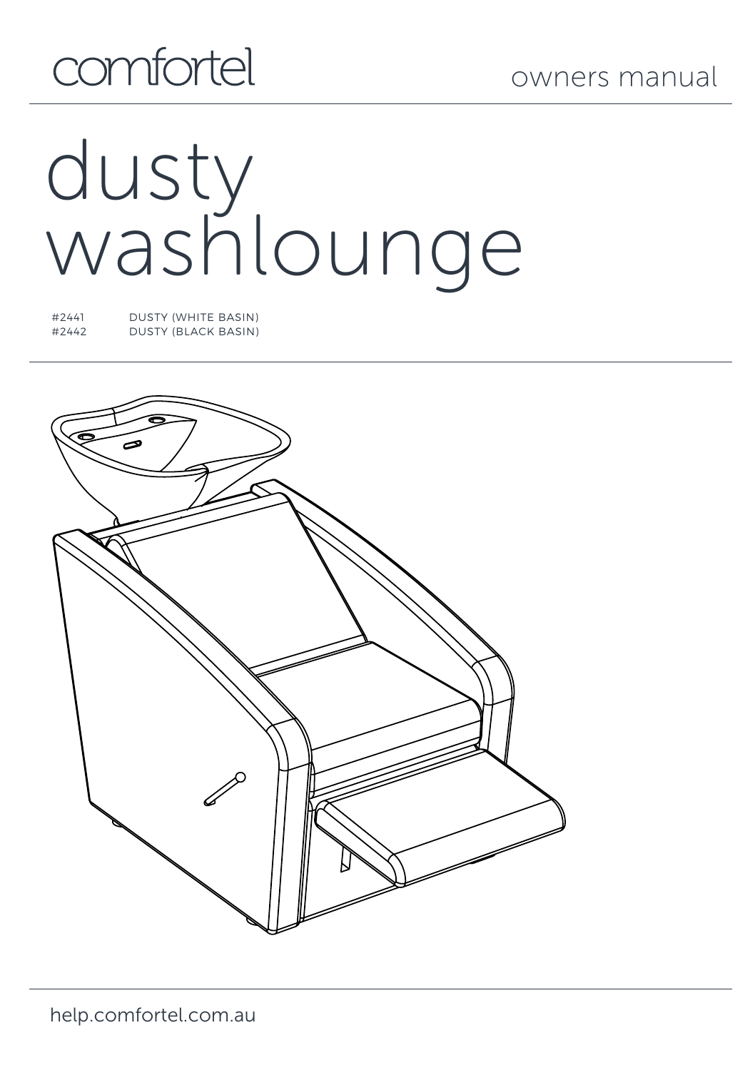comfortel

owners manual

# dusty washlounge

| | |
|---|---|
| #2441 | DUSTY (WHITE BASIN) |
| #2442 | DUSTY (BLACK BASIN) |

help.comfortel.com.au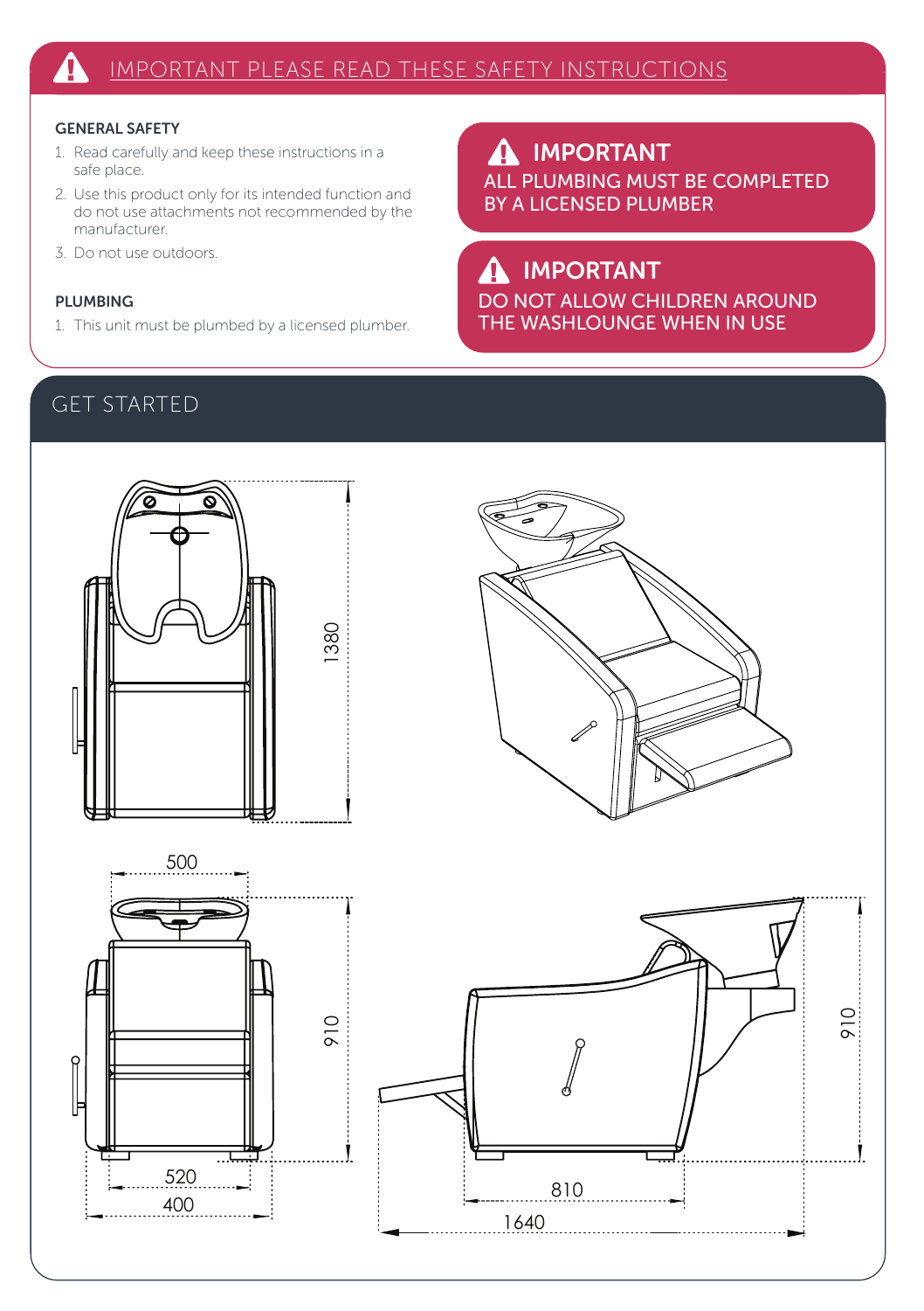# IMPORTANT PLEASE READ THESE SAFETY INSTRUCTIONS

### GENERAL SAFETY

1. Read carefully and keep these instructions in a safe place.
2. Use this product only for its intended function and do not use attachments not recommended by the manufacturer.
3. Do not use outdoors.

### PLUMBING

1. This unit must be plumbed by a licensed plumber.

**IMPORTANT**
**ALL PLUMBING MUST BE COMPLETED BY A LICENSED PLUMBER**

**IMPORTANT**
**DO NOT ALLOW CHILDREN AROUND THE WASHLOUNGE WHEN IN USE**

## GET STARTED

1380

500

910

520

400

910

810

1640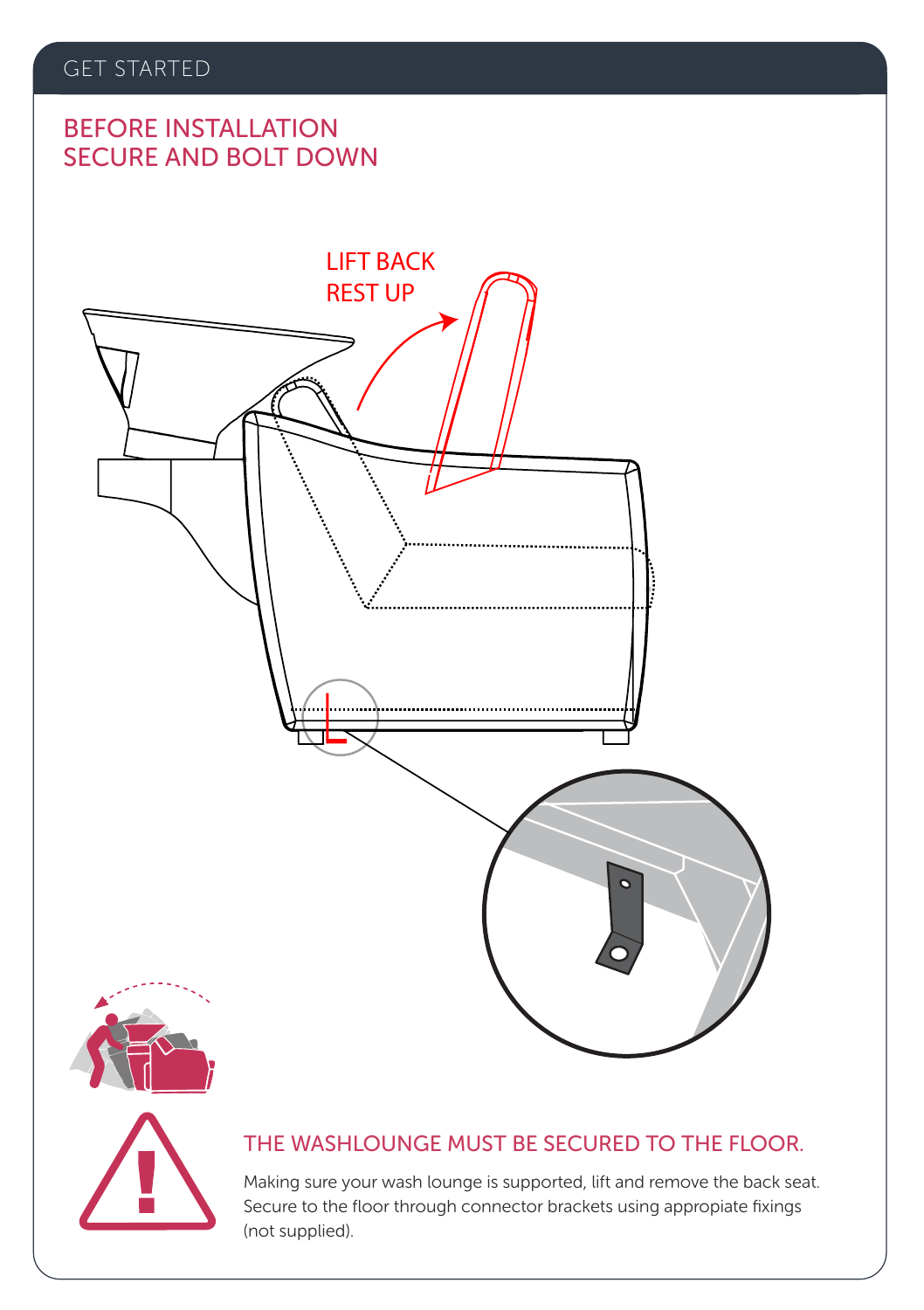# GET STARTED

## BEFORE INSTALLATION SECURE AND BOLT DOWN

LIFT BACK REST UP

### THE WASHLOUNGE MUST BE SECURED TO THE FLOOR.

Making sure your wash lounge is supported, lift and remove the back seat. Secure to the floor through connector brackets using appropiate fixings (not supplied).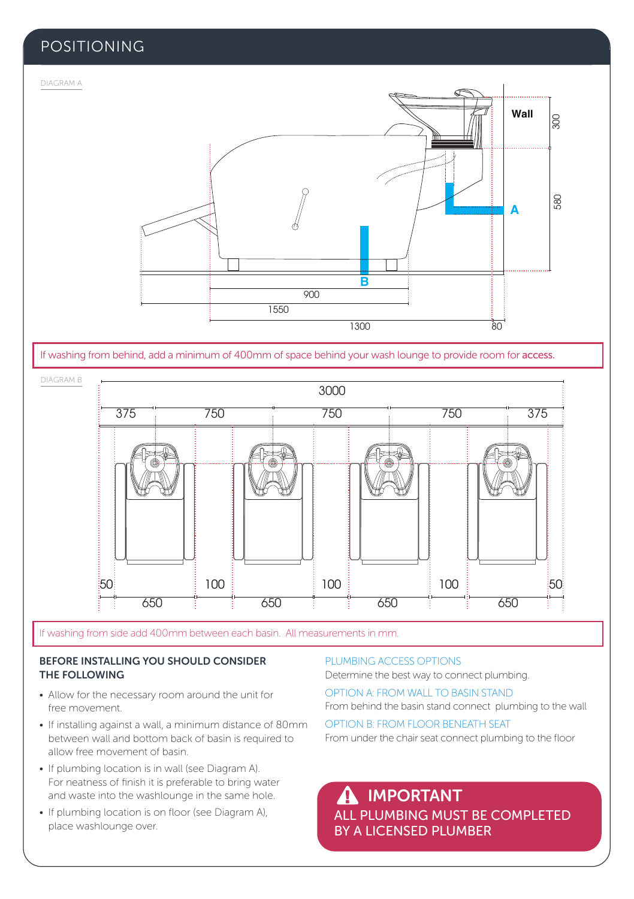# POSITIONING

DIAGRAM A

If washing from behind, add a minimum of 400mm of space behind your wash lounge to provide room for **access.**

DIAGRAM B

If washing from side add 400mm between each basin. All measurements in mm.

## BEFORE INSTALLING YOU SHOULD CONSIDER THE FOLLOWING

- Allow for the necessary room around the unit for free movement.
- If installing against a wall, a minimum distance of 80mm between wall and bottom back of basin is required to allow free movement of basin.
- If plumbing location is in wall (see Diagram A). For neatness of finish it is preferable to bring water and waste into the washlounge in the same hole.
- If plumbing location is on floor (see Diagram A), place washlounge over.

## PLUMBING ACCESS OPTIONS

Determine the best way to connect plumbing.

### OPTION A: FROM WALL TO BASIN STAND

From behind the basin stand connect plumbing to the wall

### OPTION B: FROM FLOOR BENEATH SEAT

From under the chair seat connect plumbing to the floor

## ⚠ IMPORTANT

**ALL PLUMBING MUST BE COMPLETED BY A LICENSED PLUMBER**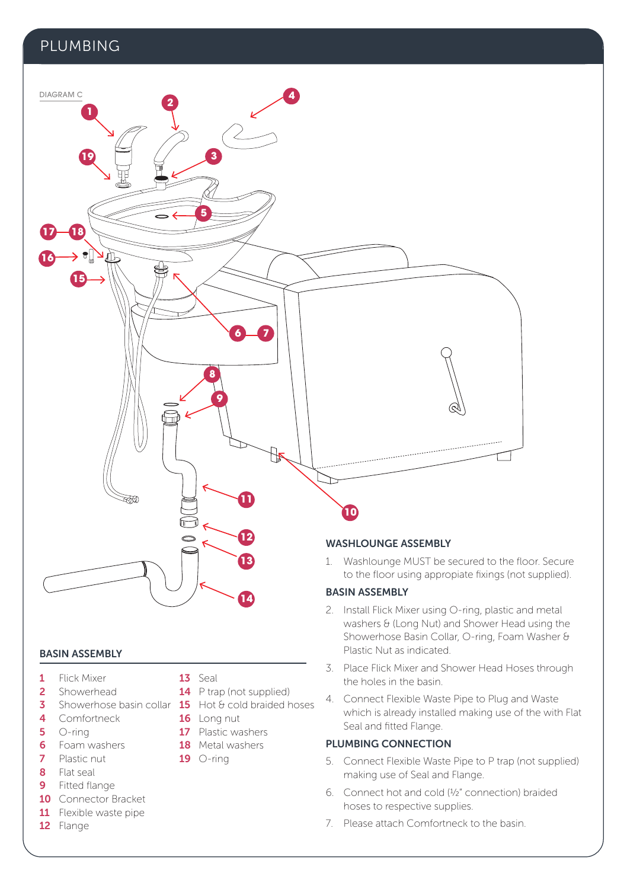# PLUMBING

DIAGRAM C

## BASIN ASSEMBLY

| | | | |
|---|---|---|---|
| 1 | Flick Mixer | 13 | Seal |
| 2 | Showerhead | 14 | P trap (not supplied) |
| 3 | Showerhose basin collar | 15 | Hot & cold braided hoses |
| 4 | Comfortneck | 16 | Long nut |
| 5 | O-ring | 17 | Plastic washers |
| 6 | Foam washers | 18 | Metal washers |
| 7 | Plastic nut | 19 | O-ring |
| 8 | Flat seal | | |
| 9 | Fitted flange | | |
| 10 | Connector Bracket | | |
| 11 | Flexible waste pipe | | |
| 12 | Flange | | |

## WASHLOUNGE ASSEMBLY

1. Washlounge MUST be secured to the floor. Secure to the floor using appropiate fixings (not supplied).

## BASIN ASSEMBLY

2. Install Flick Mixer using O-ring, plastic and metal washers & (Long Nut) and Shower Head using the Showerhose Basin Collar, O-ring, Foam Washer & Plastic Nut as indicated.
3. Place Flick Mixer and Shower Head Hoses through the holes in the basin.
4. Connect Flexible Waste Pipe to Plug and Waste which is already installed making use of the with Flat Seal and fitted Flange.

## PLUMBING CONNECTION

5. Connect Flexible Waste Pipe to P trap (not supplied) making use of Seal and Flange.
6. Connect hot and cold (½" connection) braided hoses to respective supplies.
7. Please attach Comfortneck to the basin.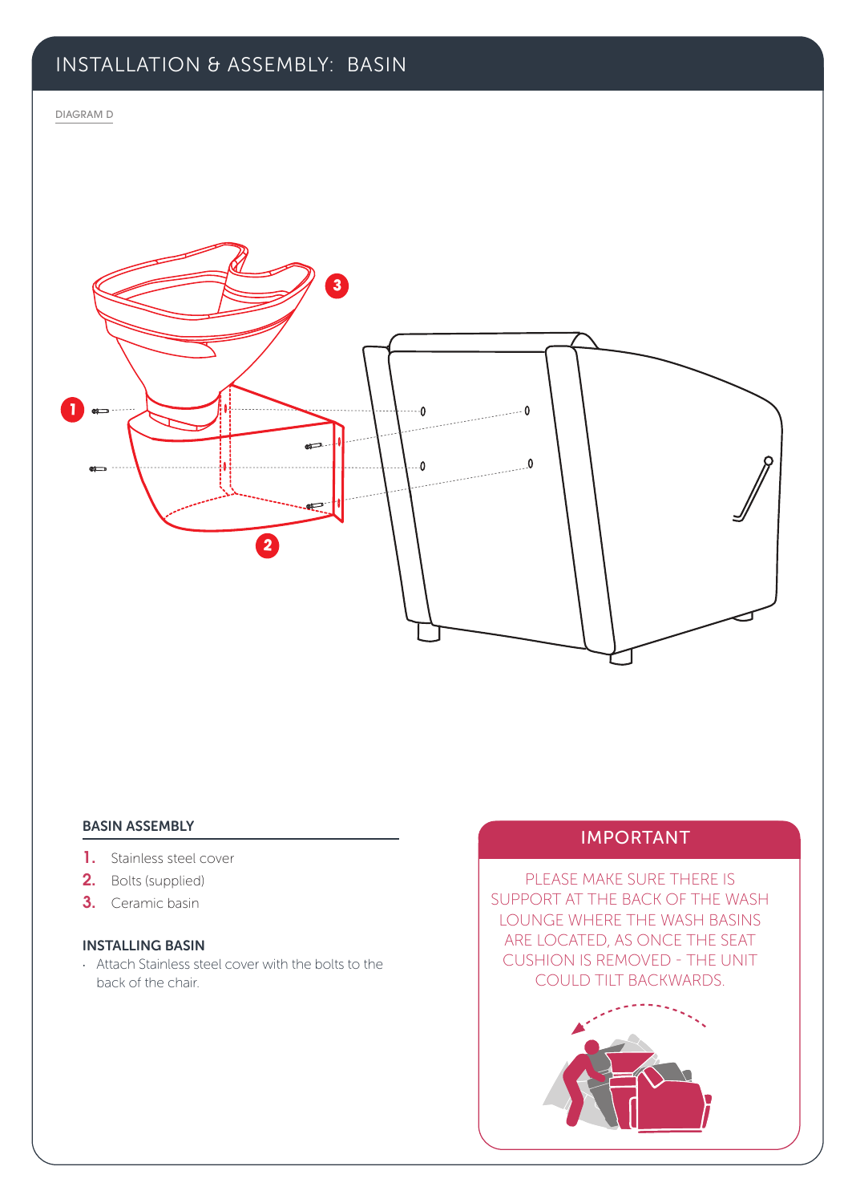# INSTALLATION & ASSEMBLY: BASIN

DIAGRAM D

### BASIN ASSEMBLY

1. Stainless steel cover
2. Bolts (supplied)
3. Ceramic basin

### INSTALLING BASIN

- Attach Stainless steel cover with the bolts to the back of the chair.

## IMPORTANT

PLEASE MAKE SURE THERE IS SUPPORT AT THE BACK OF THE WASH LOUNGE WHERE THE WASH BASINS ARE LOCATED, AS ONCE THE SEAT CUSHION IS REMOVED - THE UNIT COULD TILT BACKWARDS.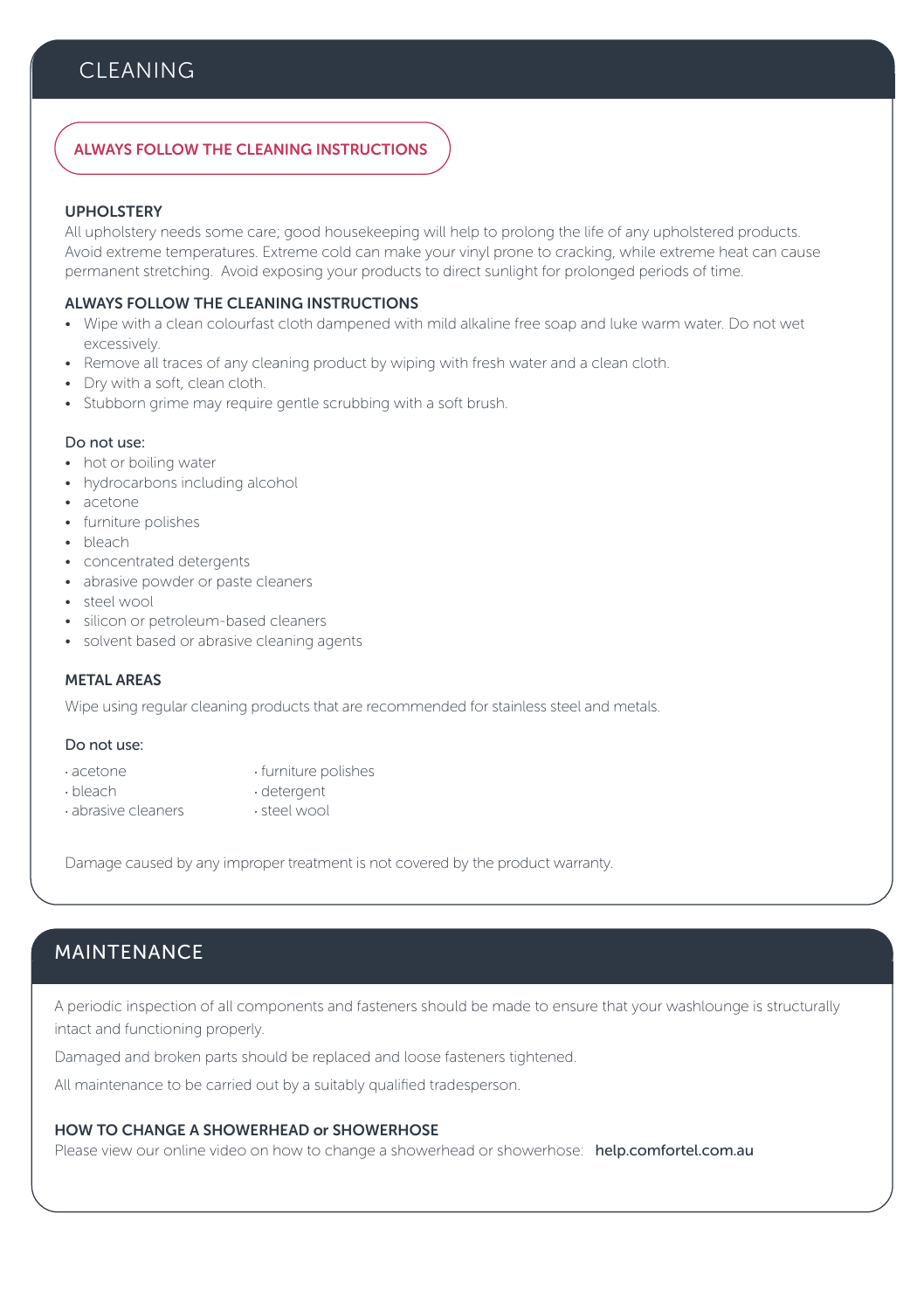## CLEANING

**ALWAYS FOLLOW THE CLEANING INSTRUCTIONS**

### UPHOLSTERY

All upholstery needs some care; good housekeeping will help to prolong the life of any upholstered products. Avoid extreme temperatures. Extreme cold can make your vinyl prone to cracking, while extreme heat can cause permanent stretching. Avoid exposing your products to direct sunlight for prolonged periods of time.

### ALWAYS FOLLOW THE CLEANING INSTRUCTIONS

- Wipe with a clean colourfast cloth dampened with mild alkaline free soap and luke warm water. Do not wet excessively.
- Remove all traces of any cleaning product by wiping with fresh water and a clean cloth.
- Dry with a soft, clean cloth.
- Stubborn grime may require gentle scrubbing with a soft brush.

Do not use:

- hot or boiling water
- hydrocarbons including alcohol
- acetone
- furniture polishes
- bleach
- concentrated detergents
- abrasive powder or paste cleaners
- steel wool
- silicon or petroleum-based cleaners
- solvent based or abrasive cleaning agents

### METAL AREAS

Wipe using regular cleaning products that are recommended for stainless steel and metals.

Do not use:

- acetone
- bleach
- abrasive cleaners
- furniture polishes
- detergent
- steel wool

Damage caused by any improper treatment is not covered by the product warranty.

## MAINTENANCE

A periodic inspection of all components and fasteners should be made to ensure that your washlounge is structurally intact and functioning properly.

Damaged and broken parts should be replaced and loose fasteners tightened.

All maintenance to be carried out by a suitably qualified tradesperson.

### HOW TO CHANGE A SHOWERHEAD or SHOWERHOSE

Please view our online video on how to change a showerhead or showerhose: **help.comfortel.com.au**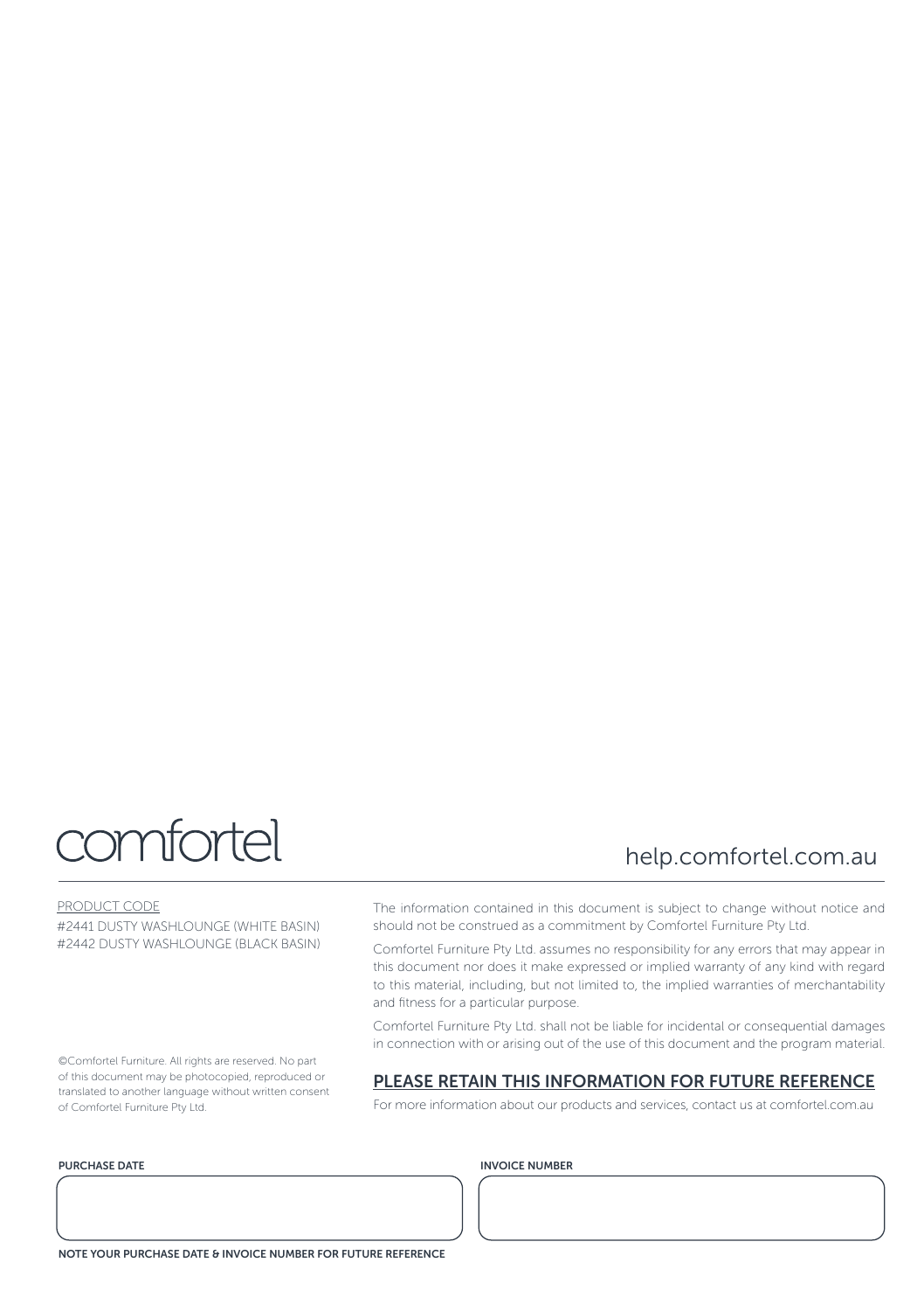comfortel

help.comfortel.com.au

PRODUCT CODE

#2441 DUSTY WASHLOUNGE (WHITE BASIN)
#2442 DUSTY WASHLOUNGE (BLACK BASIN)

©Comfortel Furniture. All rights are reserved. No part of this document may be photocopied, reproduced or translated to another language without written consent of Comfortel Furniture Pty Ltd.

The information contained in this document is subject to change without notice and should not be construed as a commitment by Comfortel Furniture Pty Ltd.

Comfortel Furniture Pty Ltd. assumes no responsibility for any errors that may appear in this document nor does it make expressed or implied warranty of any kind with regard to this material, including, but not limited to, the implied warranties of merchantability and fitness for a particular purpose.

Comfortel Furniture Pty Ltd. shall not be liable for incidental or consequential damages in connection with or arising out of the use of this document and the program material.

## PLEASE RETAIN THIS INFORMATION FOR FUTURE REFERENCE

For more information about our products and services, contact us at comfortel.com.au

**PURCHASE DATE**

**INVOICE NUMBER**

**NOTE YOUR PURCHASE DATE & INVOICE NUMBER FOR FUTURE REFERENCE**